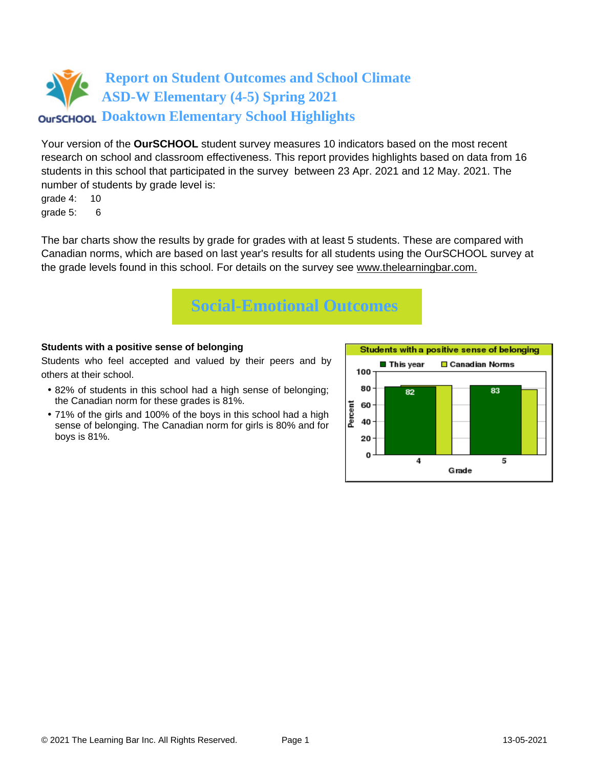# Report on Student Outcomes and School Climate
# ASD-W Elementary (4-5) Spring 2021
# Doaktown Elementary School Highlights

Your version of the **OurSCHOOL** student survey measures 10 indicators based on the most recent research on school and classroom effectiveness. This report provides highlights based on data from 16 students in this school that participated in the survey between 23 Apr. 2021 and 12 May. 2021. The number of students by grade level is:

grade 4: 10
grade 5: 6

The bar charts show the results by grade for grades with at least 5 students. These are compared with Canadian norms, which are based on last year's results for all students using the OurSCHOOL survey at the grade levels found in this school. For details on the survey see www.thelearningbar.com.

## Social-Emotional Outcomes

**Students with a positive sense of belonging**

Students who feel accepted and valued by their peers and by others at their school.

- 82% of students in this school had a high sense of belonging; the Canadian norm for these grades is 81%.
- 71% of the girls and 100% of the boys in this school had a high sense of belonging. The Canadian norm for girls is 80% and for boys is 81%.

**Students with a positive sense of belonging**

| Grade | This year | Canadian Norms |
|---|---|---|
| 4 | 82 | |
| 5 | 83 | |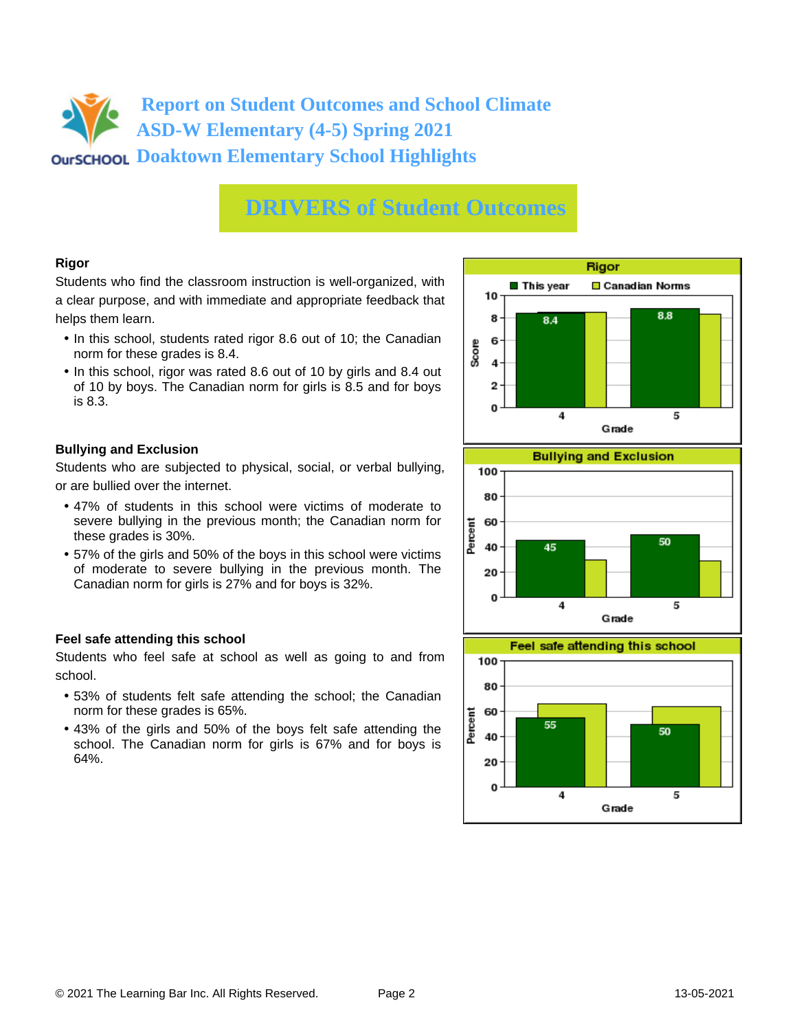# Report on Student Outcomes and School Climate
# ASD-W Elementary (4-5) Spring 2021
# Doaktown Elementary School Highlights

## DRIVERS of Student Outcomes

### Rigor

Students who find the classroom instruction is well-organized, with a clear purpose, and with immediate and appropriate feedback that helps them learn.

- In this school, students rated rigor 8.6 out of 10; the Canadian norm for these grades is 8.4.
- In this school, rigor was rated 8.6 out of 10 by girls and 8.4 out of 10 by boys. The Canadian norm for girls is 8.5 and for boys is 8.3.

**Rigor**

| Grade | This year | Canadian Norms |
|---|---|---|
| 4 | 8.4 | |
| 5 | 8.8 | |

### Bullying and Exclusion

Students who are subjected to physical, social, or verbal bullying, or are bullied over the internet.

- 47% of students in this school were victims of moderate to severe bullying in the previous month; the Canadian norm for these grades is 30%.
- 57% of the girls and 50% of the boys in this school were victims of moderate to severe bullying in the previous month. The Canadian norm for girls is 27% and for boys is 32%.

**Bullying and Exclusion**

| Grade | This year (Percent) | Canadian Norms |
|---|---|---|
| 4 | 45 | |
| 5 | 50 | |

### Feel safe attending this school

Students who feel safe at school as well as going to and from school.

- 53% of students felt safe attending the school; the Canadian norm for these grades is 65%.
- 43% of the girls and 50% of the boys felt safe attending the school. The Canadian norm for girls is 67% and for boys is 64%.

**Feel safe attending this school**

| Grade | This year (Percent) | Canadian Norms |
|---|---|---|
| 4 | 55 | |
| 5 | 50 | |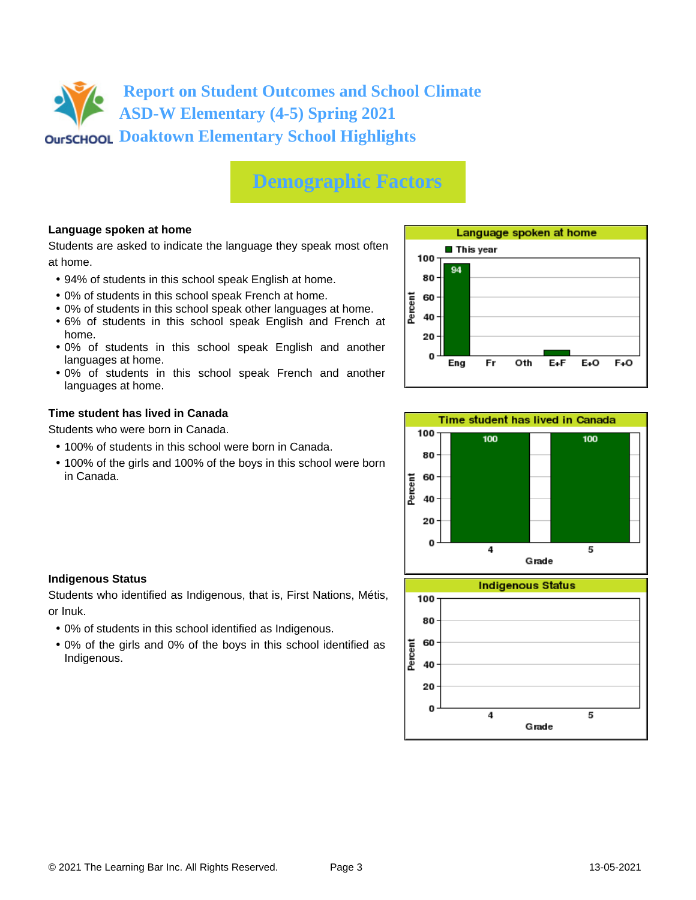# Report on Student Outcomes and School Climate
# ASD-W Elementary (4-5) Spring 2021
# Doaktown Elementary School Highlights

## Demographic Factors

### Language spoken at home

Students are asked to indicate the language they speak most often at home.

- 94% of students in this school speak English at home.
- 0% of students in this school speak French at home.
- 0% of students in this school speak other languages at home.
- 6% of students in this school speak English and French at home.
- 0% of students in this school speak English and another languages at home.
- 0% of students in this school speak French and another languages at home.

**Language spoken at home**

| Language | This year (Percent) |
|---|---|
| Eng | 94 |
| Fr | |
| Oth | |
| E+F | |
| E+O | |
| F+O | |

### Time student has lived in Canada

Students who were born in Canada.

- 100% of students in this school were born in Canada.
- 100% of the girls and 100% of the boys in this school were born in Canada.

**Time student has lived in Canada**

| Grade | Percent |
|---|---|
| 4 | 100 |
| 5 | 100 |

### Indigenous Status

Students who identified as Indigenous, that is, First Nations, Métis, or Inuk.

- 0% of students in this school identified as Indigenous.
- 0% of the girls and 0% of the boys in this school identified as Indigenous.

**Indigenous Status**

| Grade | Percent |
|---|---|
| 4 | |
| 5 | |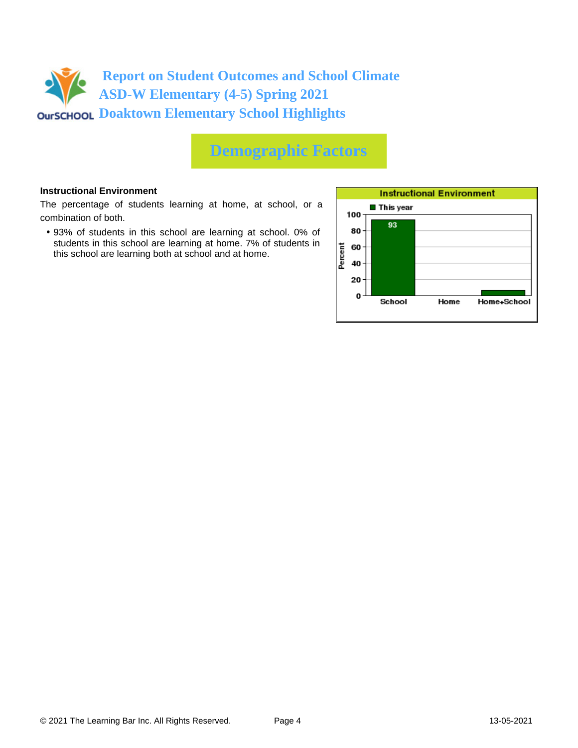# Report on Student Outcomes and School Climate
# ASD-W Elementary (4-5) Spring 2021
# Doaktown Elementary School Highlights

## Demographic Factors

**Instructional Environment**

The percentage of students learning at home, at school, or a combination of both.

- 93% of students in this school are learning at school. 0% of students in this school are learning at home. 7% of students in this school are learning both at school and at home.

**Instructional Environment**

| | This year (Percent) |
|---|---|
| School | 93 |
| Home | 0 |
| Home+School | 7 |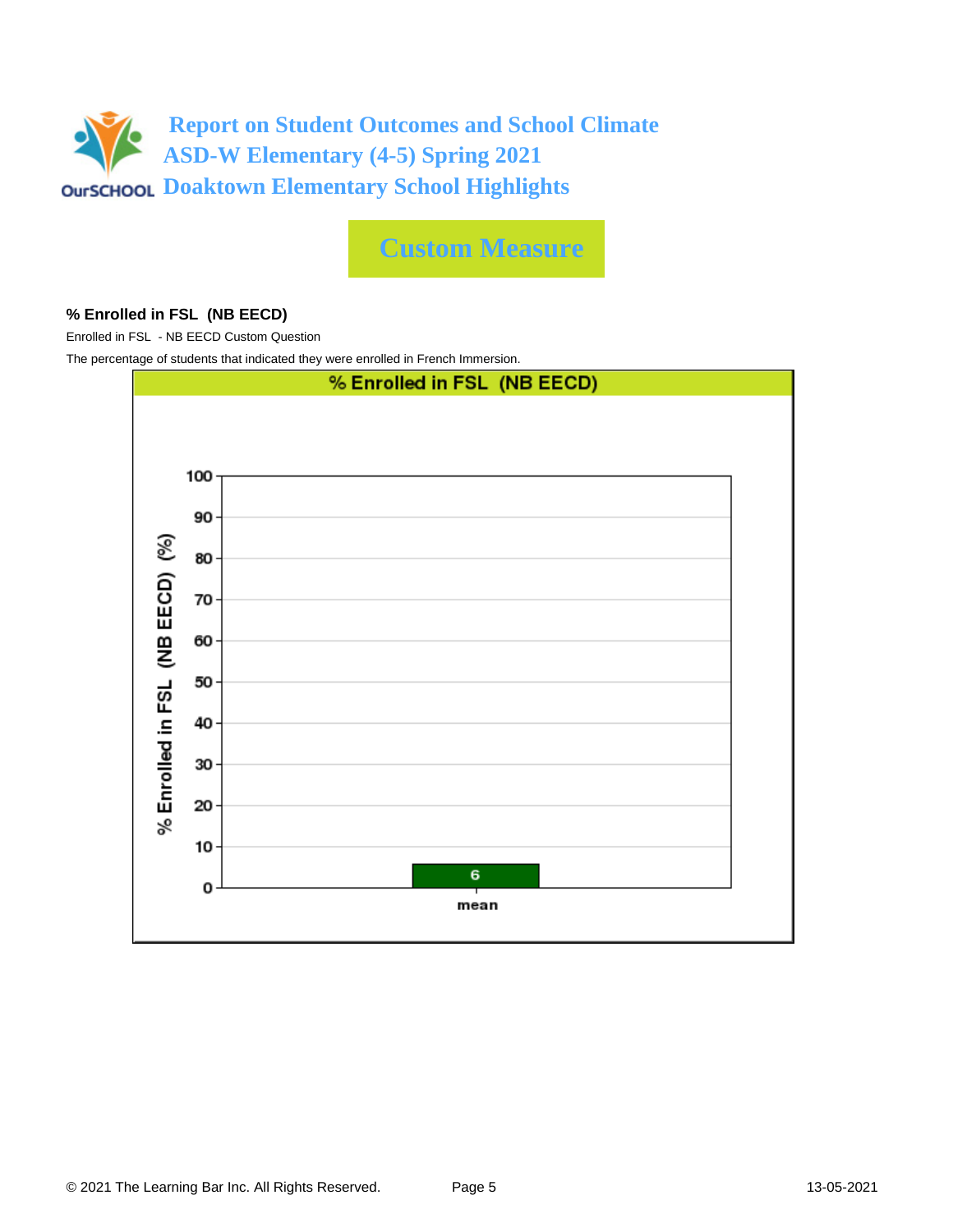# Report on Student Outcomes and School Climate
## ASD-W Elementary (4-5) Spring 2021
## Doaktown Elementary School Highlights

## Custom Measure

**% Enrolled in FSL (NB EECD)**

Enrolled in FSL - NB EECD Custom Question

The percentage of students that indicated they were enrolled in French Immersion.

**% Enrolled in FSL (NB EECD)**

| | % Enrolled in FSL (NB EECD) (%) |
|---|---|
| mean | 6 |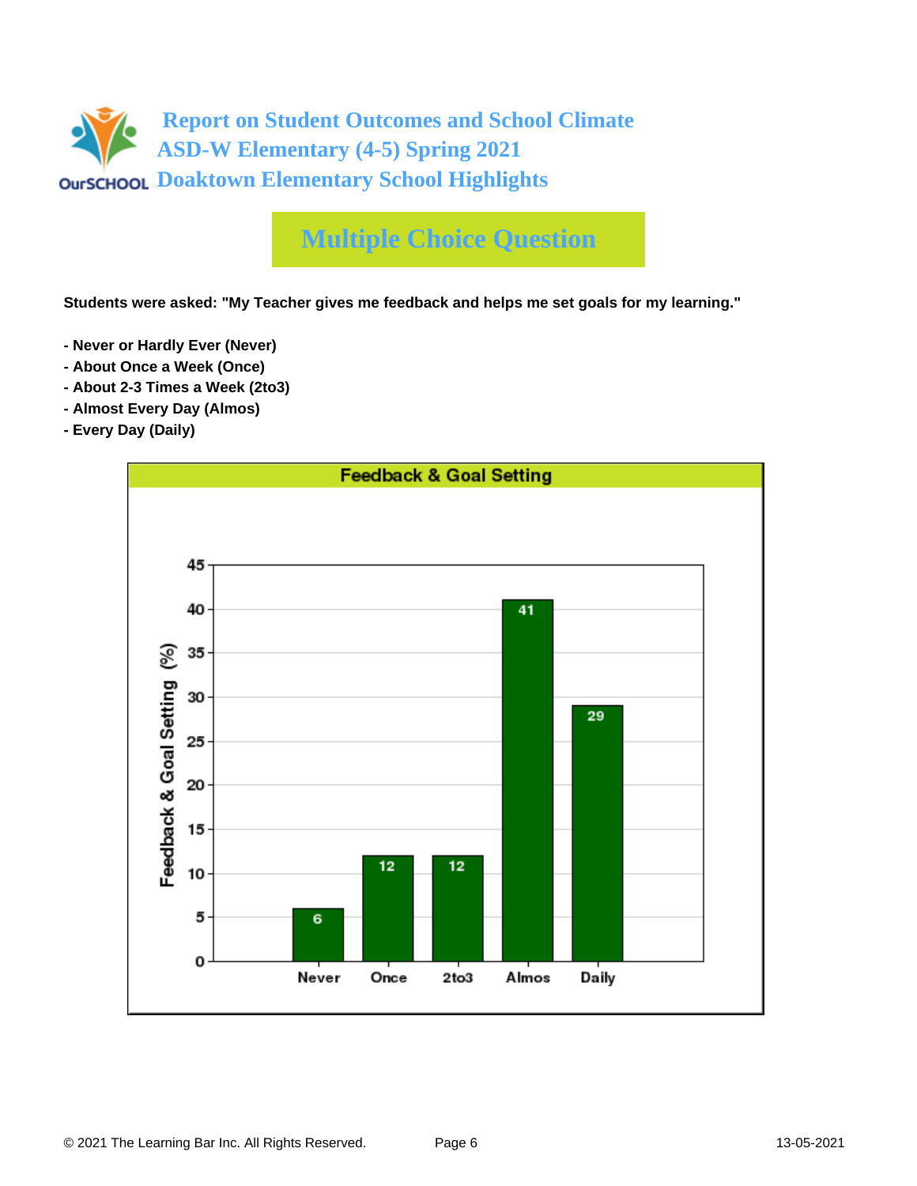# Report on Student Outcomes and School Climate
# ASD-W Elementary (4-5) Spring 2021
# Doaktown Elementary School Highlights

## Multiple Choice Question

**Students were asked: "My Teacher gives me feedback and helps me set goals for my learning."**

- **Never or Hardly Ever (Never)**
- **About Once a Week (Once)**
- **About 2-3 Times a Week (2to3)**
- **Almost Every Day (Almos)**
- **Every Day (Daily)**

**Feedback & Goal Setting**

| Response | Feedback & Goal Setting (%) |
| --- | --- |
| Never | 6 |
| Once | 12 |
| 2to3 | 12 |
| Almos | 41 |
| Daily | 29 |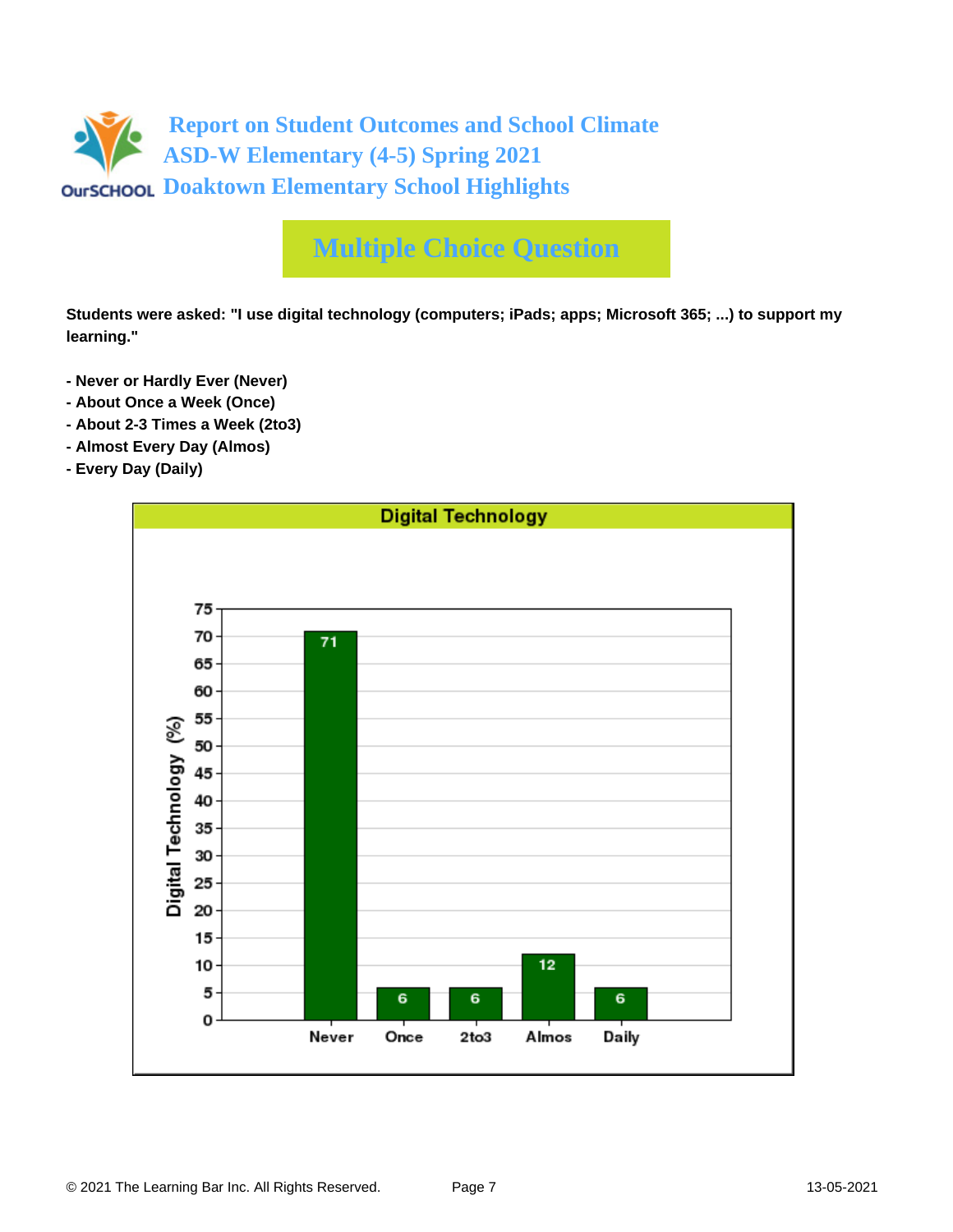# Report on Student Outcomes and School Climate
# ASD-W Elementary (4-5) Spring 2021
# Doaktown Elementary School Highlights

## Multiple Choice Question

**Students were asked: "I use digital technology (computers; iPads; apps; Microsoft 365; ...) to support my learning."**

- **Never or Hardly Ever (Never)**
- **About Once a Week (Once)**
- **About 2-3 Times a Week (2to3)**
- **Almost Every Day (Almos)**
- **Every Day (Daily)**

Digital Technology

Digital Technology (%)

0
5
10
15
20
25
30
35
40
45
50
55
60
65
70
75

71
6
6
12
6

Never
Once
2to3
Almos
Daily

© 2021 The Learning Bar Inc. All Rights Reserved.

13-05-2021